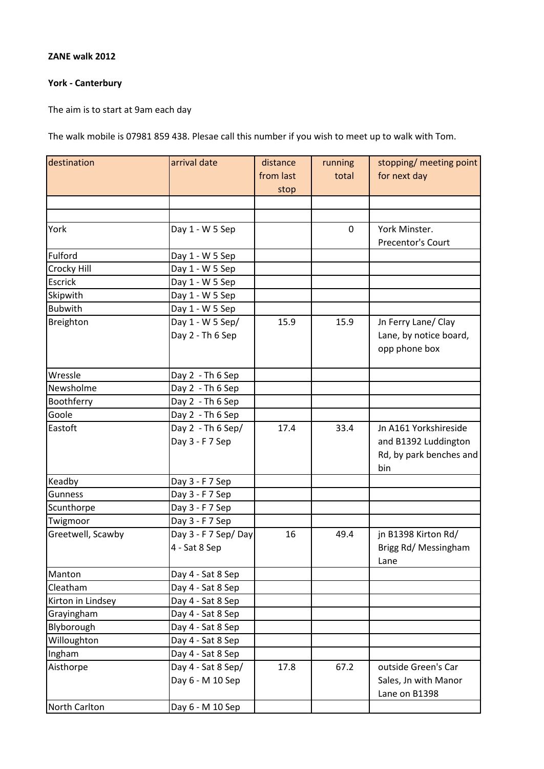**ZANE walk 2012**

**York - Canterbury**

The aim is to start at 9am each day

The walk mobile is 07981 859 438. Plesae call this number if you wish to meet up to walk with Tom.

| destination | arrival date | distance from last stop | running total | stopping/ meeting point for next day |
|---|---|---|---|---|
| | | | | |
| | | | | |
| York | Day 1 - W 5 Sep | | 0 | York Minster. Precentor's Court |
| Fulford | Day 1 - W 5 Sep | | | |
| Crocky Hill | Day 1 - W 5 Sep | | | |
| Escrick | Day 1 - W 5 Sep | | | |
| Skipwith | Day 1 - W 5 Sep | | | |
| Bubwith | Day 1 - W 5 Sep | | | |
| Breighton | Day 1 - W 5 Sep/ Day 2 - Th 6 Sep | 15.9 | 15.9 | Jn Ferry Lane/ Clay Lane, by notice board, opp phone box |
| Wressle | Day 2 - Th 6 Sep | | | |
| Newsholme | Day 2 - Th 6 Sep | | | |
| Boothferry | Day 2 - Th 6 Sep | | | |
| Goole | Day 2 - Th 6 Sep | | | |
| Eastoft | Day 2 - Th 6 Sep/ Day 3 - F 7 Sep | 17.4 | 33.4 | Jn A161 Yorkshireside and B1392 Luddington Rd, by park benches and bin |
| Keadby | Day 3 - F 7 Sep | | | |
| Gunness | Day 3 - F 7 Sep | | | |
| Scunthorpe | Day 3 - F 7 Sep | | | |
| Twigmoor | Day 3 - F 7 Sep | | | |
| Greetwell, Scawby | Day 3 - F 7 Sep/ Day 4 - Sat 8 Sep | 16 | 49.4 | jn B1398 Kirton Rd/ Brigg Rd/ Messingham Lane |
| Manton | Day 4 - Sat 8 Sep | | | |
| Cleatham | Day 4 - Sat 8 Sep | | | |
| Kirton in Lindsey | Day 4 - Sat 8 Sep | | | |
| Grayingham | Day 4 - Sat 8 Sep | | | |
| Blyborough | Day 4 - Sat 8 Sep | | | |
| Willoughton | Day 4 - Sat 8 Sep | | | |
| Ingham | Day 4 - Sat 8 Sep | | | |
| Aisthorpe | Day 4 - Sat 8 Sep/ Day 6 - M 10 Sep | 17.8 | 67.2 | outside Green's Car Sales, Jn with Manor Lane on B1398 |
| North Carlton | Day 6 - M 10 Sep | | | |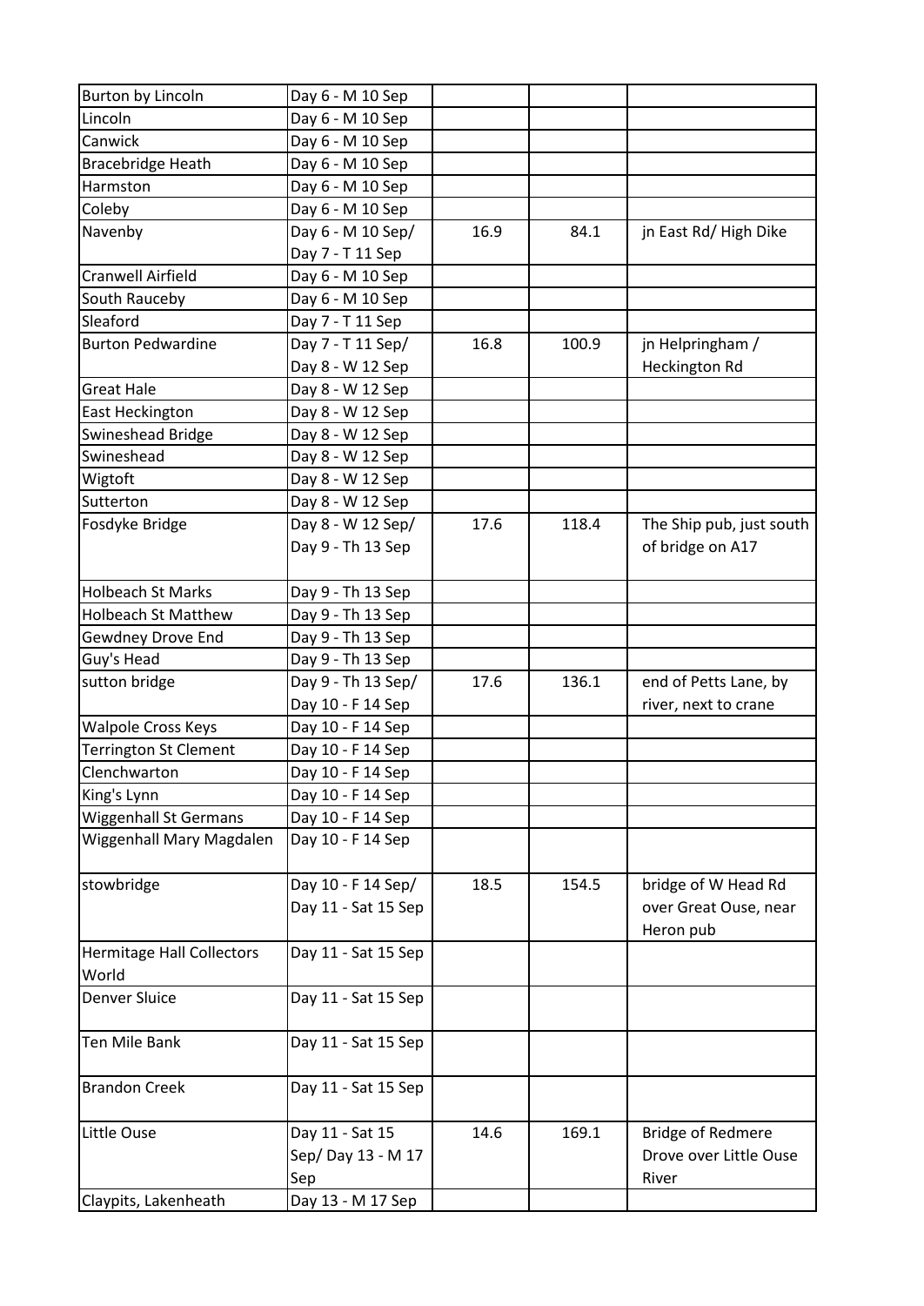| | | | | |
|---|---|---|---|---|
| Burton by Lincoln | Day 6 - M 10 Sep | | | |
| Lincoln | Day 6 - M 10 Sep | | | |
| Canwick | Day 6 - M 10 Sep | | | |
| Bracebridge Heath | Day 6 - M 10 Sep | | | |
| Harmston | Day 6 - M 10 Sep | | | |
| Coleby | Day 6 - M 10 Sep | | | |
| Navenby | Day 6 - M 10 Sep/ Day 7 - T 11 Sep | 16.9 | 84.1 | jn East Rd/ High Dike |
| Cranwell Airfield | Day 6 - M 10 Sep | | | |
| South Rauceby | Day 6 - M 10 Sep | | | |
| Sleaford | Day 7 - T 11 Sep | | | |
| Burton Pedwardine | Day 7 - T 11 Sep/ Day 8 - W 12 Sep | 16.8 | 100.9 | jn Helpringham / Heckington Rd |
| Great Hale | Day 8 - W 12 Sep | | | |
| East Heckington | Day 8 - W 12 Sep | | | |
| Swineshead Bridge | Day 8 - W 12 Sep | | | |
| Swineshead | Day 8 - W 12 Sep | | | |
| Wigtoft | Day 8 - W 12 Sep | | | |
| Sutterton | Day 8 - W 12 Sep | | | |
| Fosdyke Bridge | Day 8 - W 12 Sep/ Day 9 - Th 13 Sep | 17.6 | 118.4 | The Ship pub, just south of bridge on A17 |
| Holbeach St Marks | Day 9 - Th 13 Sep | | | |
| Holbeach St Matthew | Day 9 - Th 13 Sep | | | |
| Gewdney Drove End | Day 9 - Th 13 Sep | | | |
| Guy's Head | Day 9 - Th 13 Sep | | | |
| sutton bridge | Day 9 - Th 13 Sep/ Day 10 - F 14 Sep | 17.6 | 136.1 | end of Petts Lane, by river, next to crane |
| Walpole Cross Keys | Day 10 - F 14 Sep | | | |
| Terrington St Clement | Day 10 - F 14 Sep | | | |
| Clenchwarton | Day 10 - F 14 Sep | | | |
| King's Lynn | Day 10 - F 14 Sep | | | |
| Wiggenhall St Germans | Day 10 - F 14 Sep | | | |
| Wiggenhall Mary Magdalen | Day 10 - F 14 Sep | | | |
| stowbridge | Day 10 - F 14 Sep/ Day 11 - Sat 15 Sep | 18.5 | 154.5 | bridge of W Head Rd over Great Ouse, near Heron pub |
| Hermitage Hall Collectors World | Day 11 - Sat 15 Sep | | | |
| Denver Sluice | Day 11 - Sat 15 Sep | | | |
| Ten Mile Bank | Day 11 - Sat 15 Sep | | | |
| Brandon Creek | Day 11 - Sat 15 Sep | | | |
| Little Ouse | Day 11 - Sat 15 Sep/ Day 13 - M 17 Sep | 14.6 | 169.1 | Bridge of Redmere Drove over Little Ouse River |
| Claypits, Lakenheath | Day 13 - M 17 Sep | | | |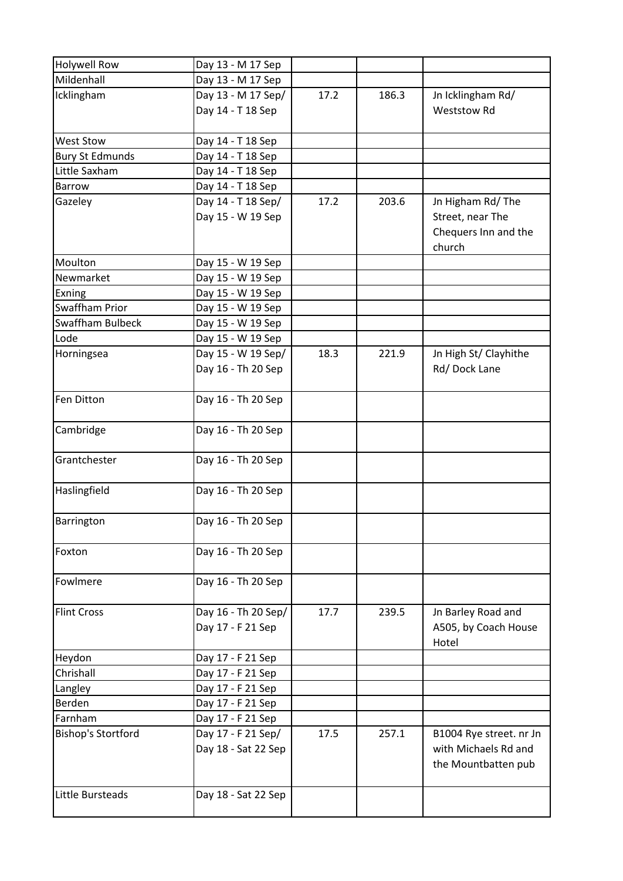| Holywell Row | Day 13 - M 17 Sep | | | |
|---|---|---|---|---|
| Mildenhall | Day 13 - M 17 Sep | | | |
| Icklingham | Day 13 - M 17 Sep/ Day 14 - T 18 Sep | 17.2 | 186.3 | Jn Icklingham Rd/ Weststow Rd |
| West Stow | Day 14 - T 18 Sep | | | |
| Bury St Edmunds | Day 14 - T 18 Sep | | | |
| Little Saxham | Day 14 - T 18 Sep | | | |
| Barrow | Day 14 - T 18 Sep | | | |
| Gazeley | Day 14 - T 18 Sep/ Day 15 - W 19 Sep | 17.2 | 203.6 | Jn Higham Rd/ The Street, near The Chequers Inn and the church |
| Moulton | Day 15 - W 19 Sep | | | |
| Newmarket | Day 15 - W 19 Sep | | | |
| Exning | Day 15 - W 19 Sep | | | |
| Swaffham Prior | Day 15 - W 19 Sep | | | |
| Swaffham Bulbeck | Day 15 - W 19 Sep | | | |
| Lode | Day 15 - W 19 Sep | | | |
| Horningsea | Day 15 - W 19 Sep/ Day 16 - Th 20 Sep | 18.3 | 221.9 | Jn High St/ Clayhithe Rd/ Dock Lane |
| Fen Ditton | Day 16 - Th 20 Sep | | | |
| Cambridge | Day 16 - Th 20 Sep | | | |
| Grantchester | Day 16 - Th 20 Sep | | | |
| Haslingfield | Day 16 - Th 20 Sep | | | |
| Barrington | Day 16 - Th 20 Sep | | | |
| Foxton | Day 16 - Th 20 Sep | | | |
| Fowlmere | Day 16 - Th 20 Sep | | | |
| Flint Cross | Day 16 - Th 20 Sep/ Day 17 - F 21 Sep | 17.7 | 239.5 | Jn Barley Road and A505, by Coach House Hotel |
| Heydon | Day 17 - F 21 Sep | | | |
| Chrishall | Day 17 - F 21 Sep | | | |
| Langley | Day 17 - F 21 Sep | | | |
| Berden | Day 17 - F 21 Sep | | | |
| Farnham | Day 17 - F 21 Sep | | | |
| Bishop's Stortford | Day 17 - F 21 Sep/ Day 18 - Sat 22 Sep | 17.5 | 257.1 | B1004 Rye street. nr Jn with Michaels Rd and the Mountbatten pub |
| Little Bursteads | Day 18 - Sat 22 Sep | | | |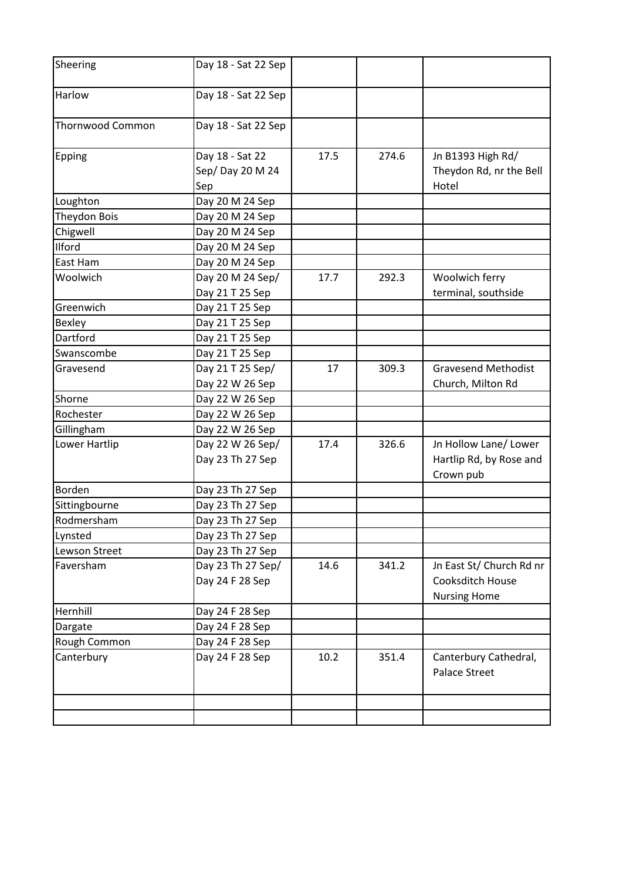| | | | | |
|---|---|---|---|---|
| Sheering | Day 18 - Sat 22 Sep | | | |
| Harlow | Day 18 - Sat 22 Sep | | | |
| Thornwood Common | Day 18 - Sat 22 Sep | | | |
| Epping | Day 18 - Sat 22 Sep/ Day 20 M 24 Sep | 17.5 | 274.6 | Jn B1393 High Rd/ Theydon Rd, nr the Bell Hotel |
| Loughton | Day 20 M 24 Sep | | | |
| Theydon Bois | Day 20 M 24 Sep | | | |
| Chigwell | Day 20 M 24 Sep | | | |
| Ilford | Day 20 M 24 Sep | | | |
| East Ham | Day 20 M 24 Sep | | | |
| Woolwich | Day 20 M 24 Sep/ Day 21 T 25 Sep | 17.7 | 292.3 | Woolwich ferry terminal, southside |
| Greenwich | Day 21 T 25 Sep | | | |
| Bexley | Day 21 T 25 Sep | | | |
| Dartford | Day 21 T 25 Sep | | | |
| Swanscombe | Day 21 T 25 Sep | | | |
| Gravesend | Day 21 T 25 Sep/ Day 22 W 26 Sep | 17 | 309.3 | Gravesend Methodist Church, Milton Rd |
| Shorne | Day 22 W 26 Sep | | | |
| Rochester | Day 22 W 26 Sep | | | |
| Gillingham | Day 22 W 26 Sep | | | |
| Lower Hartlip | Day 22 W 26 Sep/ Day 23 Th 27 Sep | 17.4 | 326.6 | Jn Hollow Lane/ Lower Hartlip Rd, by Rose and Crown pub |
| Borden | Day 23 Th 27 Sep | | | |
| Sittingbourne | Day 23 Th 27 Sep | | | |
| Rodmersham | Day 23 Th 27 Sep | | | |
| Lynsted | Day 23 Th 27 Sep | | | |
| Lewson Street | Day 23 Th 27 Sep | | | |
| Faversham | Day 23 Th 27 Sep/ Day 24 F 28 Sep | 14.6 | 341.2 | Jn East St/ Church Rd nr Cooksditch House Nursing Home |
| Hernhill | Day 24 F 28 Sep | | | |
| Dargate | Day 24 F 28 Sep | | | |
| Rough Common | Day 24 F 28 Sep | | | |
| Canterbury | Day 24 F 28 Sep | 10.2 | 351.4 | Canterbury Cathedral, Palace Street |
| | | | | |
| | | | | |